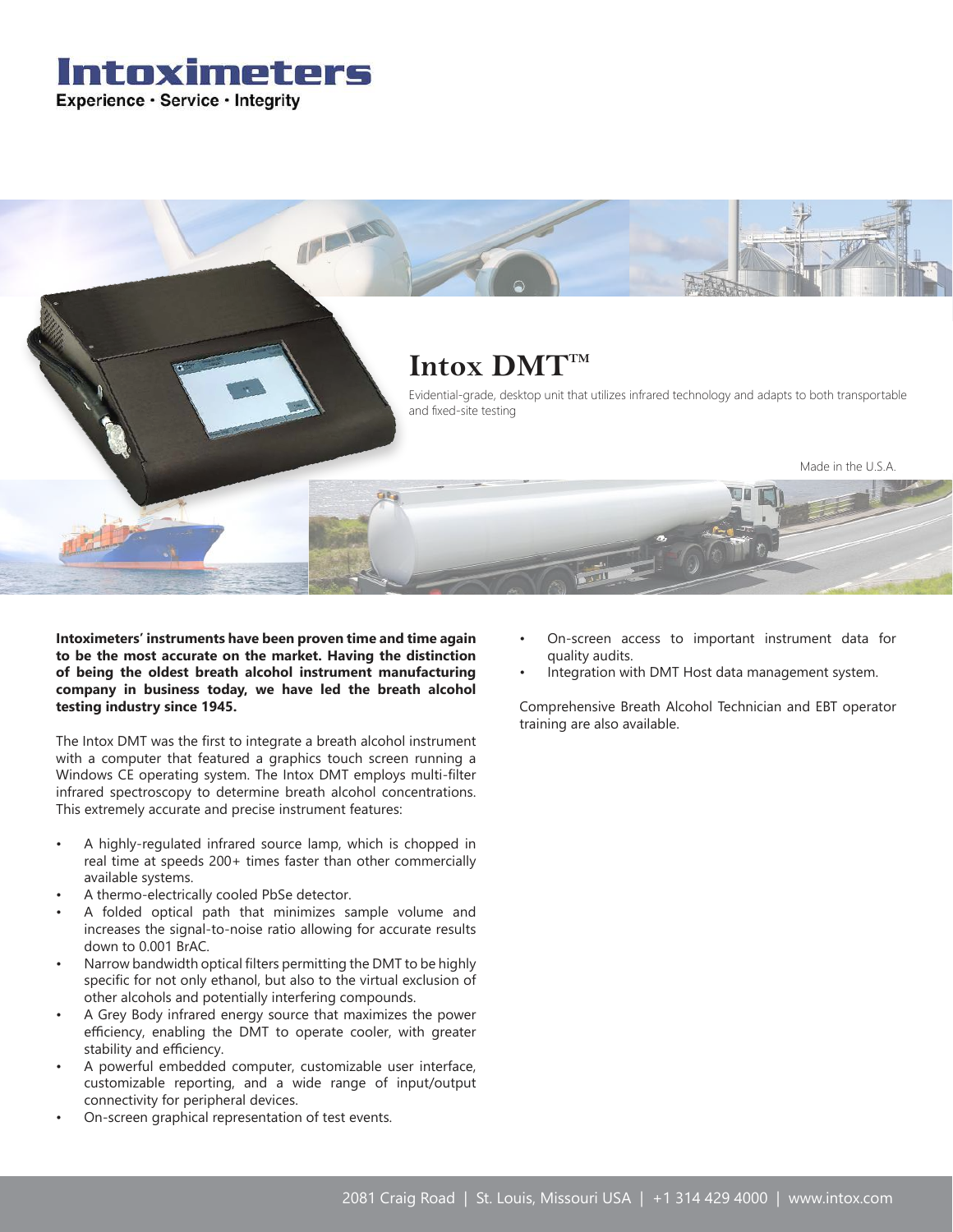# Intoximeters

Experience · Service · Integrity

## Intox DMT™

Evidential-grade, desktop unit that utilizes infrared technology and adapts to both transportable and fixed-site testing

Made in the U.S.A.

**Intoximeters' instruments have been proven time and time again to be the most accurate on the market. Having the distinction of being the oldest breath alcohol instrument manufacturing company in business today, we have led the breath alcohol testing industry since 1945.**

The Intox DMT was the first to integrate a breath alcohol instrument with a computer that featured a graphics touch screen running a Windows CE operating system. The Intox DMT employs multi-filter infrared spectroscopy to determine breath alcohol concentrations. This extremely accurate and precise instrument features:

- A highly-regulated infrared source lamp, which is chopped in real time at speeds 200+ times faster than other commercially available systems.
- A thermo-electrically cooled PbSe detector.
- A folded optical path that minimizes sample volume and increases the signal-to-noise ratio allowing for accurate results down to 0.001 BrAC.
- Narrow bandwidth optical filters permitting the DMT to be highly specific for not only ethanol, but also to the virtual exclusion of other alcohols and potentially interfering compounds.
- A Grey Body infrared energy source that maximizes the power efficiency, enabling the DMT to operate cooler, with greater stability and efficiency.
- A powerful embedded computer, customizable user interface, customizable reporting, and a wide range of input/output connectivity for peripheral devices.
- On-screen graphical representation of test events.
- On-screen access to important instrument data for quality audits.
- Integration with DMT Host data management system.

Comprehensive Breath Alcohol Technician and EBT operator training are also available.

2081 Craig Road | St. Louis, Missouri USA | +1 314 429 4000 | www.intox.com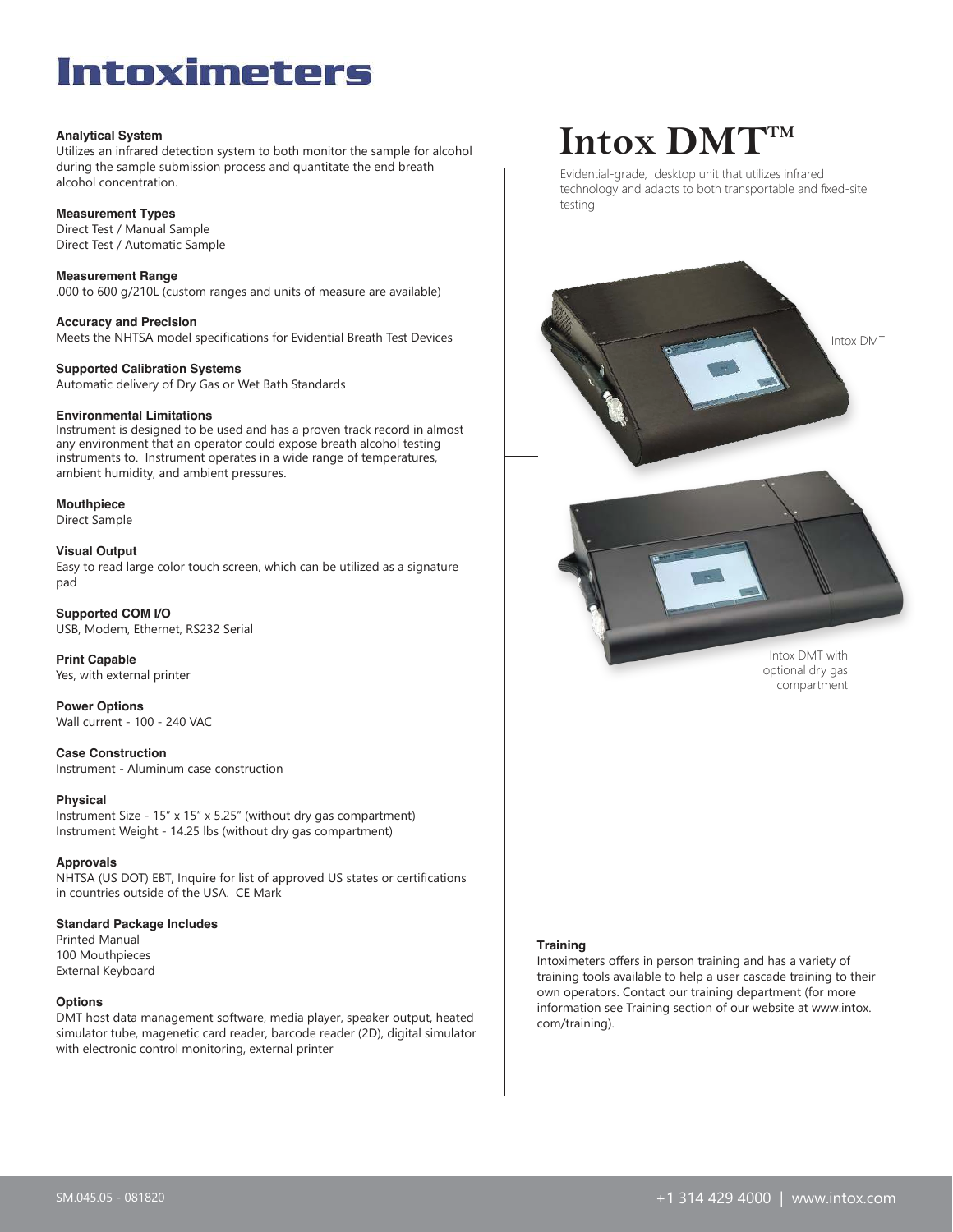# Intoximeters

**Analytical System**
Utilizes an infrared detection system to both monitor the sample for alcohol during the sample submission process and quantitate the end breath alcohol concentration.

**Measurement Types**
Direct Test / Manual Sample
Direct Test / Automatic Sample

**Measurement Range**
.000 to 600 g/210L (custom ranges and units of measure are available)

**Accuracy and Precision**
Meets the NHTSA model specifications for Evidential Breath Test Devices

**Supported Calibration Systems**
Automatic delivery of Dry Gas or Wet Bath Standards

**Environmental Limitations**
Instrument is designed to be used and has a proven track record in almost any environment that an operator could expose breath alcohol testing instruments to. Instrument operates in a wide range of temperatures, ambient humidity, and ambient pressures.

**Mouthpiece**
Direct Sample

**Visual Output**
Easy to read large color touch screen, which can be utilized as a signature pad

**Supported COM I/O**
USB, Modem, Ethernet, RS232 Serial

**Print Capable**
Yes, with external printer

**Power Options**
Wall current - 100 - 240 VAC

**Case Construction**
Instrument - Aluminum case construction

**Physical**
Instrument Size - 15" x 15" x 5.25" (without dry gas compartment)
Instrument Weight - 14.25 lbs (without dry gas compartment)

**Approvals**
NHTSA (US DOT) EBT, Inquire for list of approved US states or certifications in countries outside of the USA. CE Mark

**Standard Package Includes**
Printed Manual
100 Mouthpieces
External Keyboard

**Options**
DMT host data management software, media player, speaker output, heated simulator tube, magenetic card reader, barcode reader (2D), digital simulator with electronic control monitoring, external printer

# Intox DMT™

Evidential-grade, desktop unit that utilizes infrared technology and adapts to both transportable and fixed-site testing

Intox DMT

Intox DMT with optional dry gas compartment

**Training**
Intoximeters offers in person training and has a variety of training tools available to help a user cascade training to their own operators. Contact our training department (for more information see Training section of our website at www.intox.com/training).

SM.045.05 - 081820

+1 314 429 4000 | www.intox.com